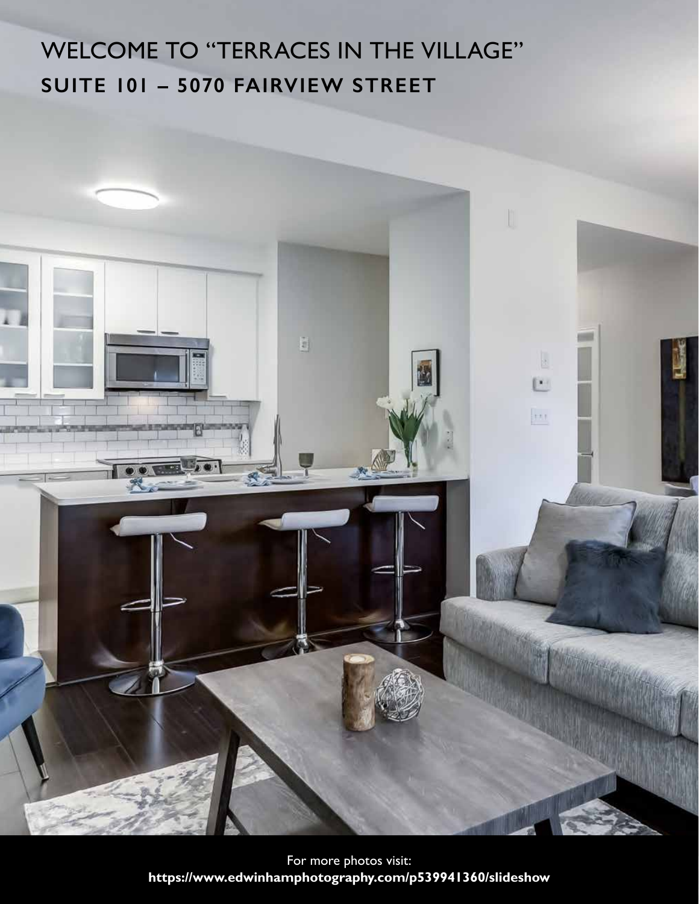# WELCOME TO “TERRACES IN THE VILLAGE”

## SUITE 101 – 5070 FAIRVIEW STREET

For more photos visit:
**https://www.edwinhamphotography.com/p539941360/slideshow**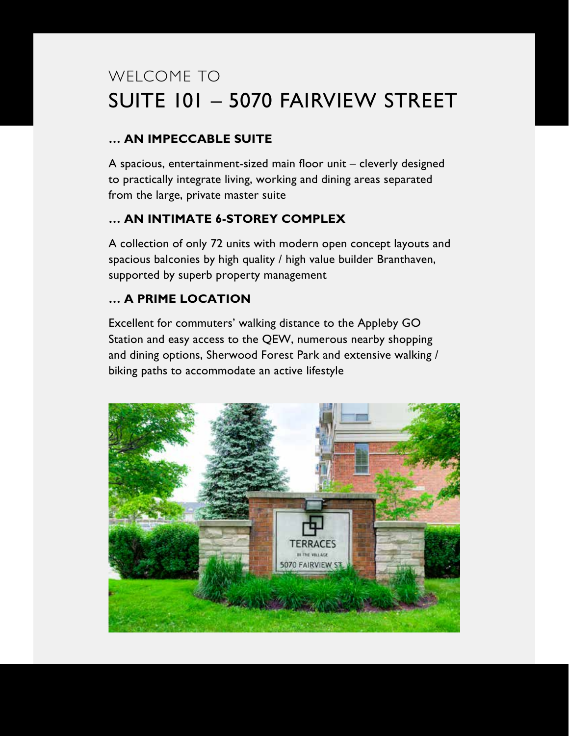# WELCOME TO
# SUITE 101 – 5070 FAIRVIEW STREET

### … AN IMPECCABLE SUITE

A spacious, entertainment-sized main floor unit – cleverly designed to practically integrate living, working and dining areas separated from the large, private master suite

### … AN INTIMATE 6-STOREY COMPLEX

A collection of only 72 units with modern open concept layouts and spacious balconies by high quality / high value builder Branthaven, supported by superb property management

### … A PRIME LOCATION

Excellent for commuters' walking distance to the Appleby GO Station and easy access to the QEW, numerous nearby shopping and dining options, Sherwood Forest Park and extensive walking / biking paths to accommodate an active lifestyle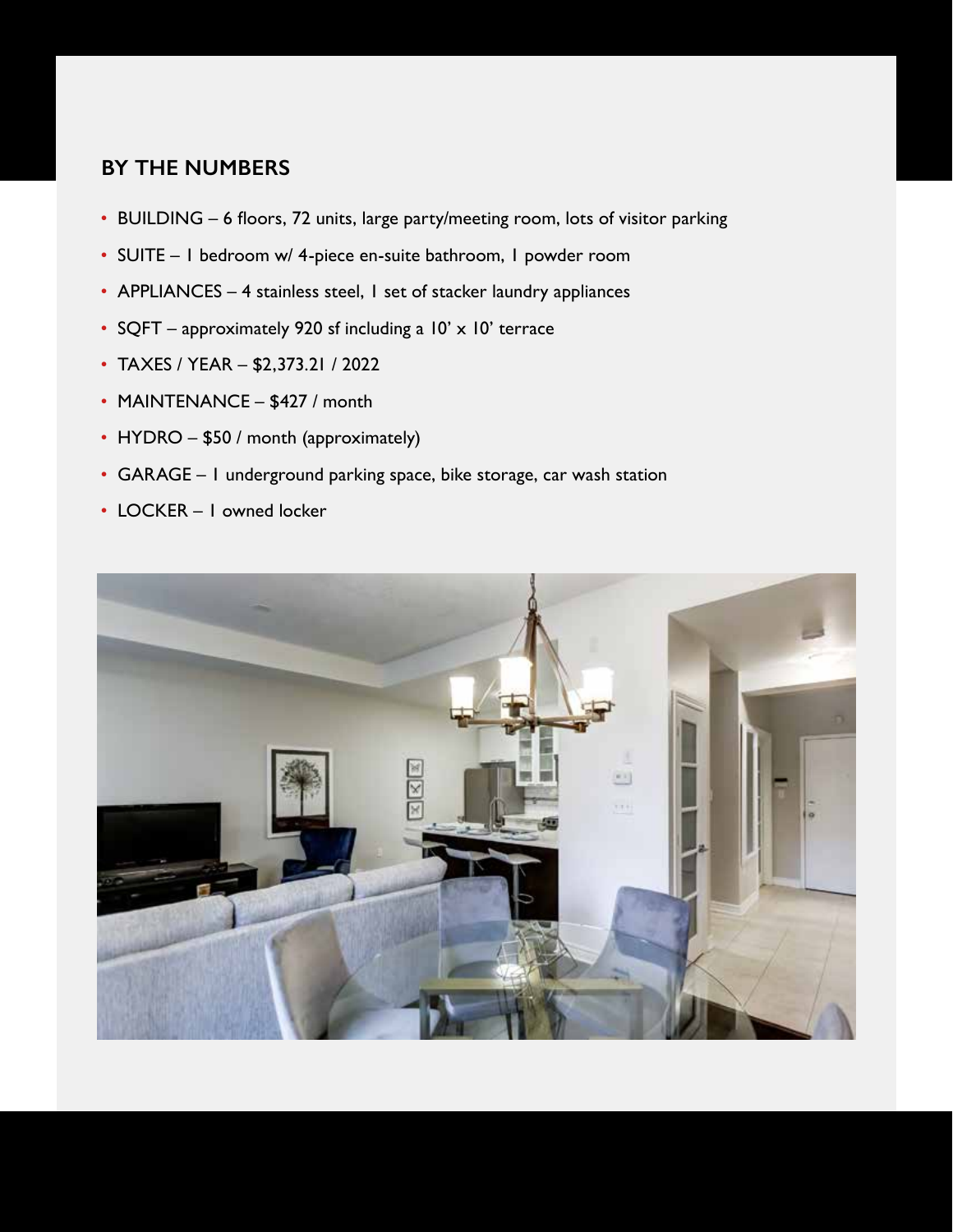## BY THE NUMBERS

- BUILDING – 6 floors, 72 units, large party/meeting room, lots of visitor parking
- SUITE – 1 bedroom w/ 4-piece en-suite bathroom, 1 powder room
- APPLIANCES – 4 stainless steel, 1 set of stacker laundry appliances
- SQFT – approximately 920 sf including a 10' x 10' terrace
- TAXES / YEAR – $2,373.21 / 2022
- MAINTENANCE – $427 / month
- HYDRO – $50 / month (approximately)
- GARAGE – 1 underground parking space, bike storage, car wash station
- LOCKER – 1 owned locker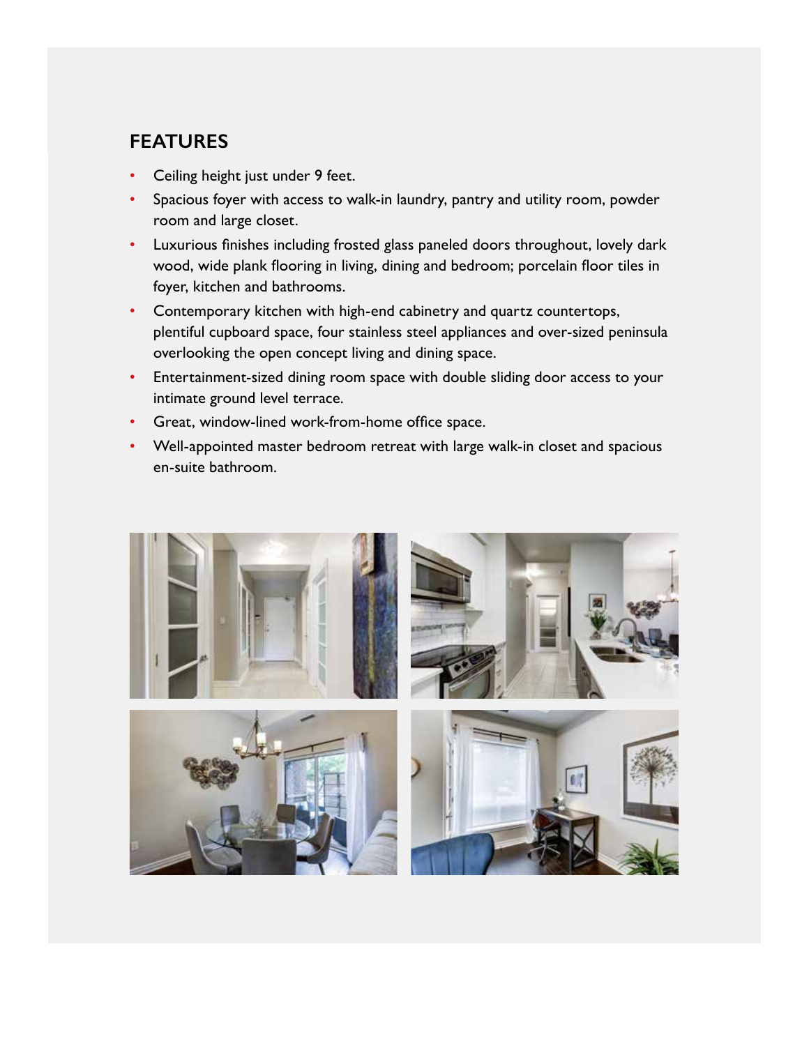## FEATURES

- Ceiling height just under 9 feet.
- Spacious foyer with access to walk-in laundry, pantry and utility room, powder room and large closet.
- Luxurious finishes including frosted glass paneled doors throughout, lovely dark wood, wide plank flooring in living, dining and bedroom; porcelain floor tiles in foyer, kitchen and bathrooms.
- Contemporary kitchen with high-end cabinetry and quartz countertops, plentiful cupboard space, four stainless steel appliances and over-sized peninsula overlooking the open concept living and dining space.
- Entertainment-sized dining room space with double sliding door access to your intimate ground level terrace.
- Great, window-lined work-from-home office space.
- Well-appointed master bedroom retreat with large walk-in closet and spacious en-suite bathroom.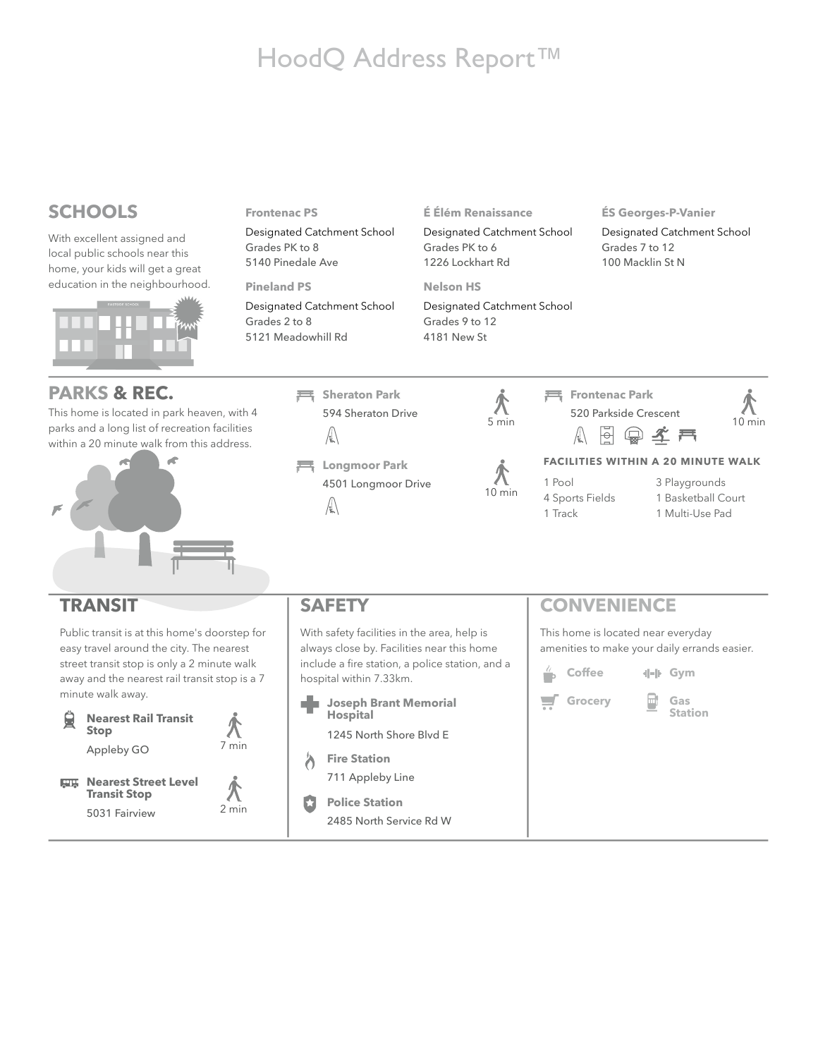# HoodQ Address Report™

## SCHOOLS

With excellent assigned and local public schools near this home, your kids will get a great education in the neighbourhood.

**Frontenac PS**

Designated Catchment School
Grades PK to 8
5140 Pinedale Ave

**Pineland PS**

Designated Catchment School
Grades 2 to 8
5121 Meadowhill Rd

**É Élém Renaissance**

Designated Catchment School
Grades PK to 6
1226 Lockhart Rd

**Nelson HS**

Designated Catchment School
Grades 9 to 12
4181 New St

**ÉS Georges-P-Vanier**

Designated Catchment School
Grades 7 to 12
100 Macklin St N

## PARKS & REC.

This home is located in park heaven, with 4 parks and a long list of recreation facilities within a 20 minute walk from this address.

**Sheraton Park**
594 Sheraton Drive
5 min

**Longmoor Park**
4501 Longmoor Drive
10 min

**Frontenac Park**
520 Parkside Crescent
10 min

**FACILITIES WITHIN A 20 MINUTE WALK**

- 1 Pool
- 4 Sports Fields
- 1 Track
- 3 Playgrounds
- 1 Basketball Court
- 1 Multi-Use Pad

## TRANSIT

Public transit is at this home's doorstep for easy travel around the city. The nearest street transit stop is only a 2 minute walk away and the nearest rail transit stop is a 7 minute walk away.

**Nearest Rail Transit Stop**
Appleby GO
7 min

**Nearest Street Level Transit Stop**
5031 Fairview
2 min

## SAFETY

With safety facilities in the area, help is always close by. Facilities near this home include a fire station, a police station, and a hospital within 7.33km.

**Joseph Brant Memorial Hospital**
1245 North Shore Blvd E

**Fire Station**
711 Appleby Line

**Police Station**
2485 North Service Rd W

## CONVENIENCE

This home is located near everyday amenities to make your daily errands easier.

- **Coffee**
- **Gym**
- **Grocery**
- **Gas Station**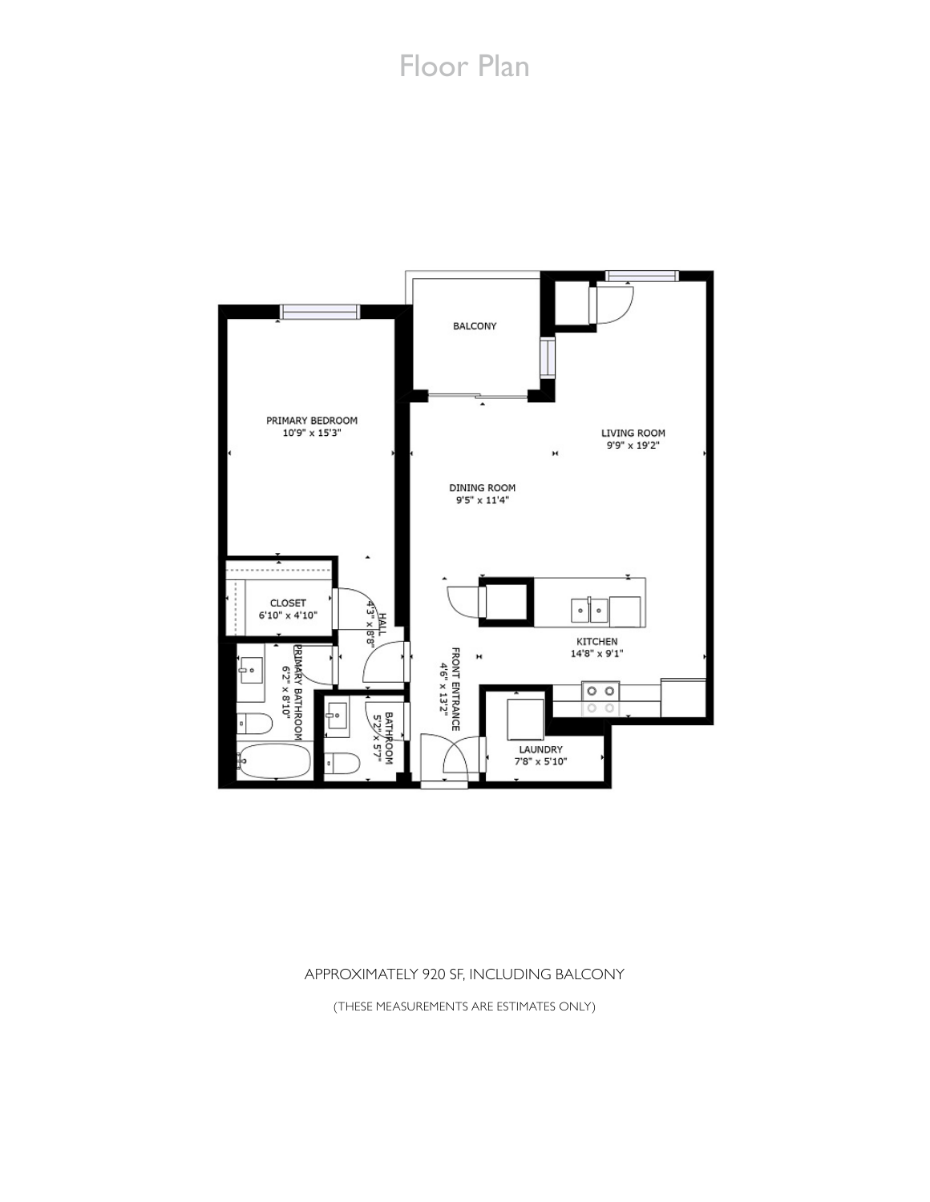# Floor Plan

BALCONY

PRIMARY BEDROOM
10'9" x 15'3"

LIVING ROOM
9'9" x 19'2"

DINING ROOM
9'5" x 11'4"

CLOSET
6'10" x 4'10"

HALL
4'3" x 8'8"

KITCHEN
14'8" x 9'1"

FRONT ENTRANCE
4'6" x 13'2"

PRIMARY BATHROOM
6'2" x 8'10"

BATHROOM
5'2" x 5'7"

LAUNDRY
7'8" x 5'10"

APPROXIMATELY 920 SF, INCLUDING BALCONY

(THESE MEASUREMENTS ARE ESTIMATES ONLY)